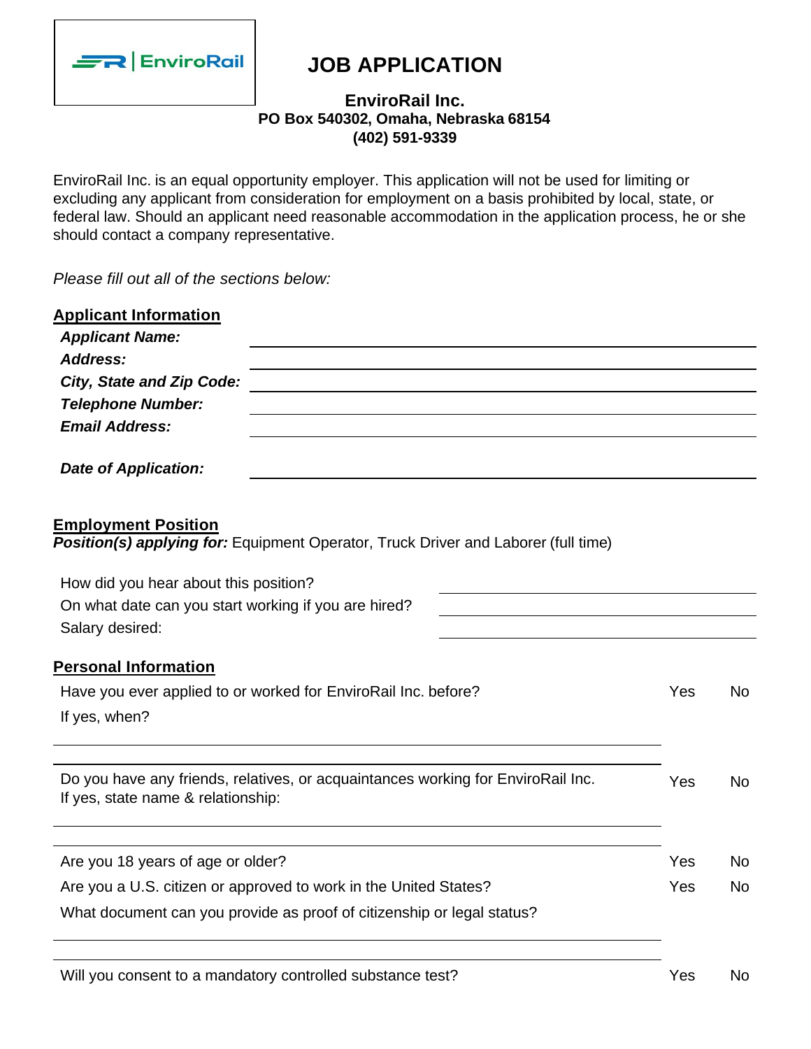EnviroRail

# JOB APPLICATION

**EnviroRail Inc.**
**PO Box 540302, Omaha, Nebraska 68154**
**(402) 591-9339**

EnviroRail Inc. is an equal opportunity employer. This application will not be used for limiting or excluding any applicant from consideration for employment on a basis prohibited by local, state, or federal law. Should an applicant need reasonable accommodation in the application process, he or she should contact a company representative.

*Please fill out all of the sections below:*

## Applicant Information

***Applicant Name:*** \_\_\_\_\_\_\_\_\_\_\_\_\_\_\_\_\_\_\_\_\_\_\_\_\_\_\_\_\_\_\_\_

***Address:*** \_\_\_\_\_\_\_\_\_\_\_\_\_\_\_\_\_\_\_\_\_\_\_\_\_\_\_\_\_\_\_\_

***City, State and Zip Code:*** \_\_\_\_\_\_\_\_\_\_\_\_\_\_\_\_\_\_\_\_\_\_\_\_\_\_\_\_\_\_\_\_

***Telephone Number:*** \_\_\_\_\_\_\_\_\_\_\_\_\_\_\_\_\_\_\_\_\_\_\_\_\_\_\_\_\_\_\_\_

***Email Address:*** \_\_\_\_\_\_\_\_\_\_\_\_\_\_\_\_\_\_\_\_\_\_\_\_\_\_\_\_\_\_\_\_

***Date of Application:*** \_\_\_\_\_\_\_\_\_\_\_\_\_\_\_\_\_\_\_\_\_\_\_\_\_\_\_\_\_\_\_\_

## Employment Position

***Position(s) applying for:*** Equipment Operator, Truck Driver and Laborer (full time)

How did you hear about this position? \_\_\_\_\_\_\_\_\_\_\_\_\_\_\_\_\_\_\_\_\_\_\_\_\_\_\_\_\_\_\_\_

On what date can you start working if you are hired? \_\_\_\_\_\_\_\_\_\_\_\_\_\_\_\_\_\_\_\_\_\_\_\_\_\_\_\_\_\_\_\_

Salary desired: \_\_\_\_\_\_\_\_\_\_\_\_\_\_\_\_\_\_\_\_\_\_\_\_\_\_\_\_\_\_\_\_

## Personal Information

Have you ever applied to or worked for EnviroRail Inc. before? Yes No

If yes, when?

\_\_\_\_\_\_\_\_\_\_\_\_\_\_\_\_\_\_\_\_\_\_\_\_\_\_\_\_\_\_\_\_\_\_\_\_\_\_\_\_\_\_\_\_\_\_\_\_\_\_\_\_\_\_\_\_

\_\_\_\_\_\_\_\_\_\_\_\_\_\_\_\_\_\_\_\_\_\_\_\_\_\_\_\_\_\_\_\_\_\_\_\_\_\_\_\_\_\_\_\_\_\_\_\_\_\_\_\_\_\_\_\_

Do you have any friends, relatives, or acquaintances working for EnviroRail Inc. Yes No
If yes, state name & relationship:

\_\_\_\_\_\_\_\_\_\_\_\_\_\_\_\_\_\_\_\_\_\_\_\_\_\_\_\_\_\_\_\_\_\_\_\_\_\_\_\_\_\_\_\_\_\_\_\_\_\_\_\_\_\_\_\_

\_\_\_\_\_\_\_\_\_\_\_\_\_\_\_\_\_\_\_\_\_\_\_\_\_\_\_\_\_\_\_\_\_\_\_\_\_\_\_\_\_\_\_\_\_\_\_\_\_\_\_\_\_\_\_\_

Are you 18 years of age or older? Yes No

Are you a U.S. citizen or approved to work in the United States? Yes No

What document can you provide as proof of citizenship or legal status?

\_\_\_\_\_\_\_\_\_\_\_\_\_\_\_\_\_\_\_\_\_\_\_\_\_\_\_\_\_\_\_\_\_\_\_\_\_\_\_\_\_\_\_\_\_\_\_\_\_\_\_\_\_\_\_\_

\_\_\_\_\_\_\_\_\_\_\_\_\_\_\_\_\_\_\_\_\_\_\_\_\_\_\_\_\_\_\_\_\_\_\_\_\_\_\_\_\_\_\_\_\_\_\_\_\_\_\_\_\_\_\_\_

Will you consent to a mandatory controlled substance test? Yes No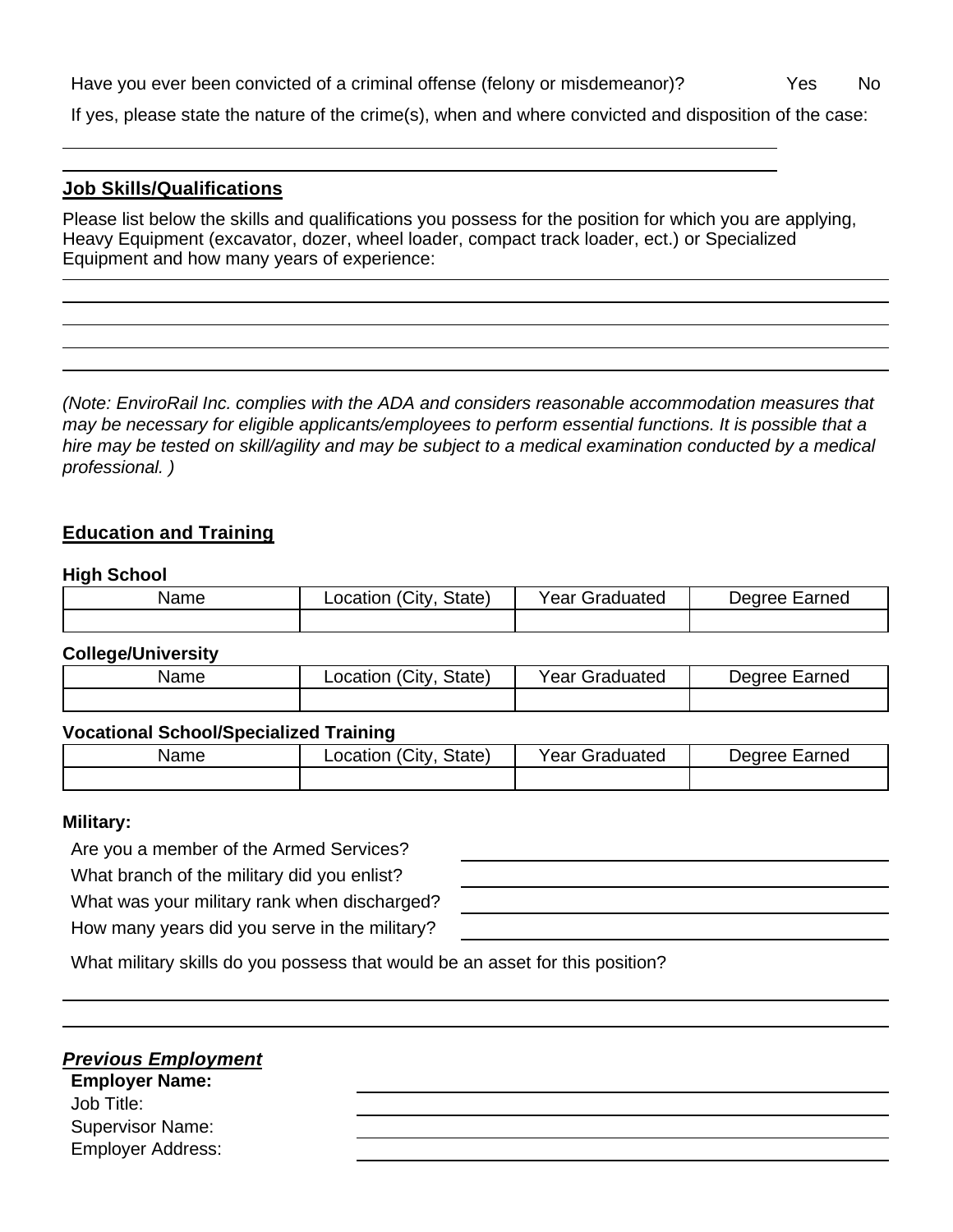Have you ever been convicted of a criminal offense (felony or misdemeanor)? Yes No

If yes, please state the nature of the crime(s), when and where convicted and disposition of the case:

______________________________________________

______________________________________________

## Job Skills/Qualifications

Please list below the skills and qualifications you possess for the position for which you are applying, Heavy Equipment (excavator, dozer, wheel loader, compact track loader, ect.) or Specialized Equipment and how many years of experience:

______________________________________________

______________________________________________

______________________________________________

______________________________________________

______________________________________________

*(Note: EnviroRail Inc. complies with the ADA and considers reasonable accommodation measures that may be necessary for eligible applicants/employees to perform essential functions. It is possible that a hire may be tested on skill/agility and may be subject to a medical examination conducted by a medical professional. )*

## Education and Training

**High School**

| Name | Location (City, State) | Year Graduated | Degree Earned |
|---|---|---|---|
| | | | |

**College/University**

| Name | Location (City, State) | Year Graduated | Degree Earned |
|---|---|---|---|
| | | | |

**Vocational School/Specialized Training**

| Name | Location (City, State) | Year Graduated | Degree Earned |
|---|---|---|---|
| | | | |

**Military:**

Are you a member of the Armed Services? ______________________

What branch of the military did you enlist? ______________________

What was your military rank when discharged? ______________________

How many years did you serve in the military? ______________________

What military skills do you possess that would be an asset for this position?

______________________________________________

______________________________________________

## *Previous Employment*

**Employer Name:** ______________________

Job Title: ______________________

Supervisor Name: ______________________

Employer Address: ______________________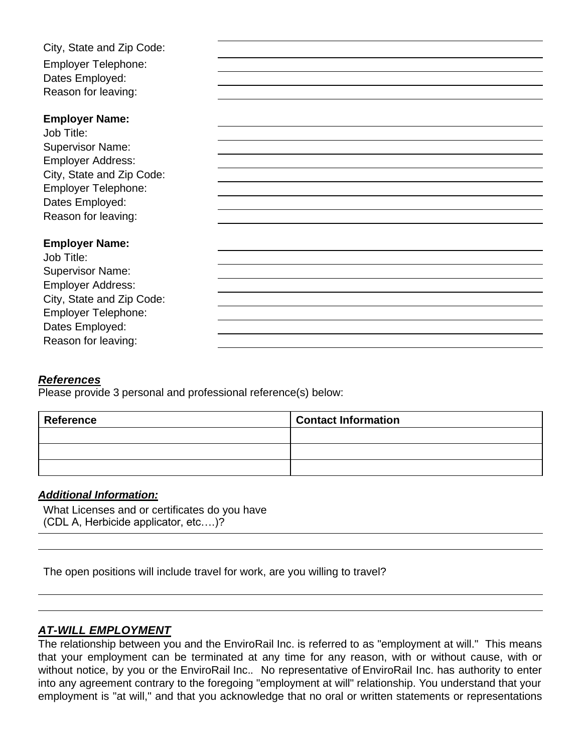City, State and Zip Code: \_\_\_\_\_\_\_\_\_\_\_\_\_\_\_\_\_\_\_\_\_\_\_\_\_\_\_\_\_\_

Employer Telephone: \_\_\_\_\_\_\_\_\_\_\_\_\_\_\_\_\_\_\_\_\_\_\_\_\_\_\_\_\_\_

Dates Employed: \_\_\_\_\_\_\_\_\_\_\_\_\_\_\_\_\_\_\_\_\_\_\_\_\_\_\_\_\_\_

Reason for leaving: \_\_\_\_\_\_\_\_\_\_\_\_\_\_\_\_\_\_\_\_\_\_\_\_\_\_\_\_\_\_

**Employer Name:** \_\_\_\_\_\_\_\_\_\_\_\_\_\_\_\_\_\_\_\_\_\_\_\_\_\_\_\_\_\_

Job Title: \_\_\_\_\_\_\_\_\_\_\_\_\_\_\_\_\_\_\_\_\_\_\_\_\_\_\_\_\_\_

Supervisor Name: \_\_\_\_\_\_\_\_\_\_\_\_\_\_\_\_\_\_\_\_\_\_\_\_\_\_\_\_\_\_

Employer Address: \_\_\_\_\_\_\_\_\_\_\_\_\_\_\_\_\_\_\_\_\_\_\_\_\_\_\_\_\_\_

City, State and Zip Code: \_\_\_\_\_\_\_\_\_\_\_\_\_\_\_\_\_\_\_\_\_\_\_\_\_\_\_\_\_\_

Employer Telephone: \_\_\_\_\_\_\_\_\_\_\_\_\_\_\_\_\_\_\_\_\_\_\_\_\_\_\_\_\_\_

Dates Employed: \_\_\_\_\_\_\_\_\_\_\_\_\_\_\_\_\_\_\_\_\_\_\_\_\_\_\_\_\_\_

Reason for leaving: \_\_\_\_\_\_\_\_\_\_\_\_\_\_\_\_\_\_\_\_\_\_\_\_\_\_\_\_\_\_

**Employer Name:** \_\_\_\_\_\_\_\_\_\_\_\_\_\_\_\_\_\_\_\_\_\_\_\_\_\_\_\_\_\_

Job Title: \_\_\_\_\_\_\_\_\_\_\_\_\_\_\_\_\_\_\_\_\_\_\_\_\_\_\_\_\_\_

Supervisor Name: \_\_\_\_\_\_\_\_\_\_\_\_\_\_\_\_\_\_\_\_\_\_\_\_\_\_\_\_\_\_

Employer Address: \_\_\_\_\_\_\_\_\_\_\_\_\_\_\_\_\_\_\_\_\_\_\_\_\_\_\_\_\_\_

City, State and Zip Code: \_\_\_\_\_\_\_\_\_\_\_\_\_\_\_\_\_\_\_\_\_\_\_\_\_\_\_\_\_\_

Employer Telephone: \_\_\_\_\_\_\_\_\_\_\_\_\_\_\_\_\_\_\_\_\_\_\_\_\_\_\_\_\_\_

Dates Employed: \_\_\_\_\_\_\_\_\_\_\_\_\_\_\_\_\_\_\_\_\_\_\_\_\_\_\_\_\_\_

Reason for leaving: \_\_\_\_\_\_\_\_\_\_\_\_\_\_\_\_\_\_\_\_\_\_\_\_\_\_\_\_\_\_

### ***References***

Please provide 3 personal and professional reference(s) below:

| Reference | Contact Information |
| --- | --- |
| | |
| | |
| | |

### ***Additional Information:***

What Licenses and or certificates do you have (CDL A, Herbicide applicator, etc….)?

\_\_\_\_\_\_\_\_\_\_\_\_\_\_\_\_\_\_\_\_\_\_\_\_\_\_\_\_\_\_\_\_\_\_\_\_\_\_\_\_\_\_\_\_\_\_\_\_\_\_\_\_\_\_\_\_

\_\_\_\_\_\_\_\_\_\_\_\_\_\_\_\_\_\_\_\_\_\_\_\_\_\_\_\_\_\_\_\_\_\_\_\_\_\_\_\_\_\_\_\_\_\_\_\_\_\_\_\_\_\_\_\_

The open positions will include travel for work, are you willing to travel?

\_\_\_\_\_\_\_\_\_\_\_\_\_\_\_\_\_\_\_\_\_\_\_\_\_\_\_\_\_\_\_\_\_\_\_\_\_\_\_\_\_\_\_\_\_\_\_\_\_\_\_\_\_\_\_\_

\_\_\_\_\_\_\_\_\_\_\_\_\_\_\_\_\_\_\_\_\_\_\_\_\_\_\_\_\_\_\_\_\_\_\_\_\_\_\_\_\_\_\_\_\_\_\_\_\_\_\_\_\_\_\_\_

### ***AT-WILL EMPLOYMENT***

The relationship between you and the EnviroRail Inc. is referred to as "employment at will." This means that your employment can be terminated at any time for any reason, with or without cause, with or without notice, by you or the EnviroRail Inc.. No representative of EnviroRail Inc. has authority to enter into any agreement contrary to the foregoing "employment at will" relationship. You understand that your employment is "at will," and that you acknowledge that no oral or written statements or representations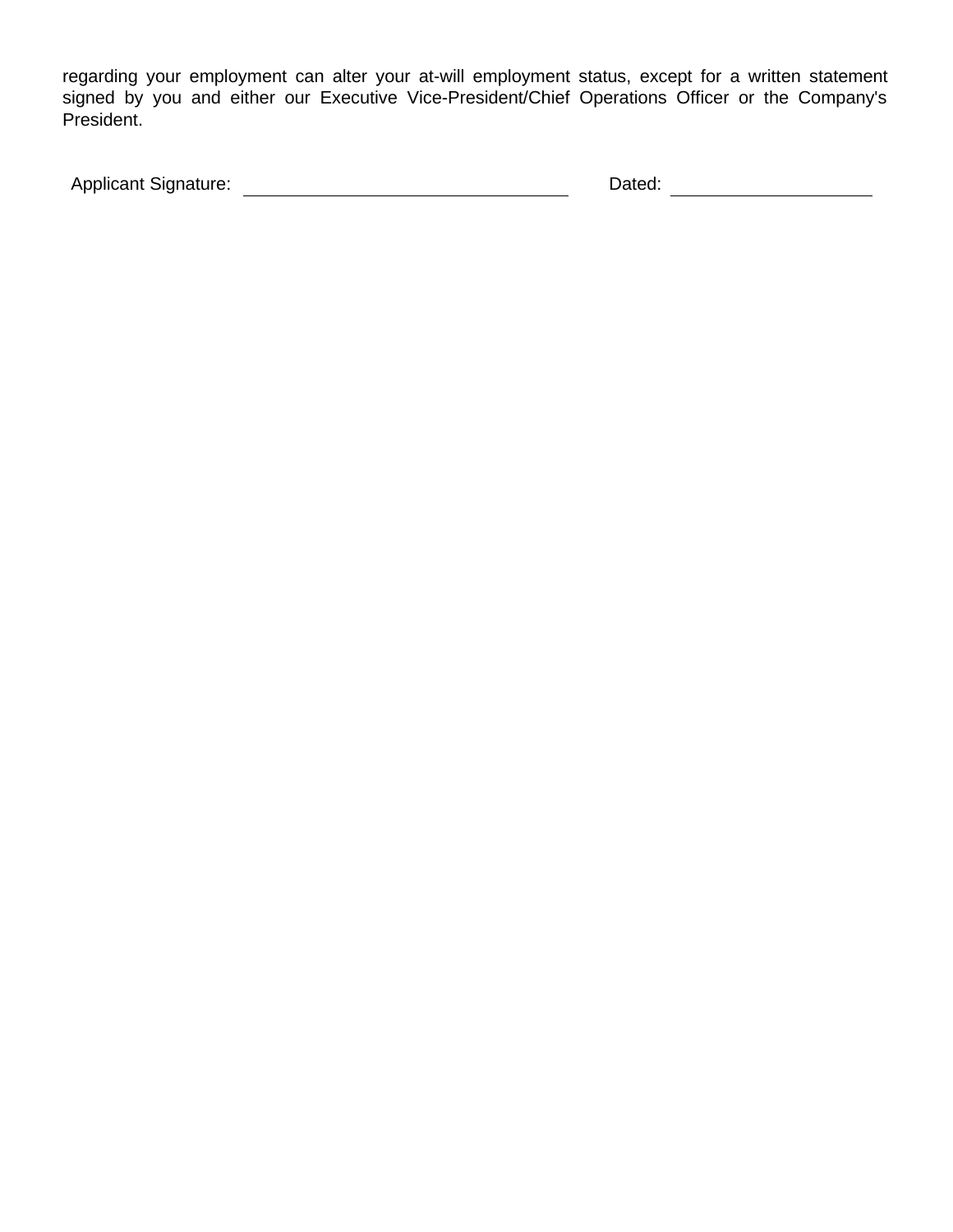regarding your employment can alter your at-will employment status, except for a written statement signed by you and either our Executive Vice-President/Chief Operations Officer or the Company's President.

Applicant Signature: ______________________________ Dated: ____________________